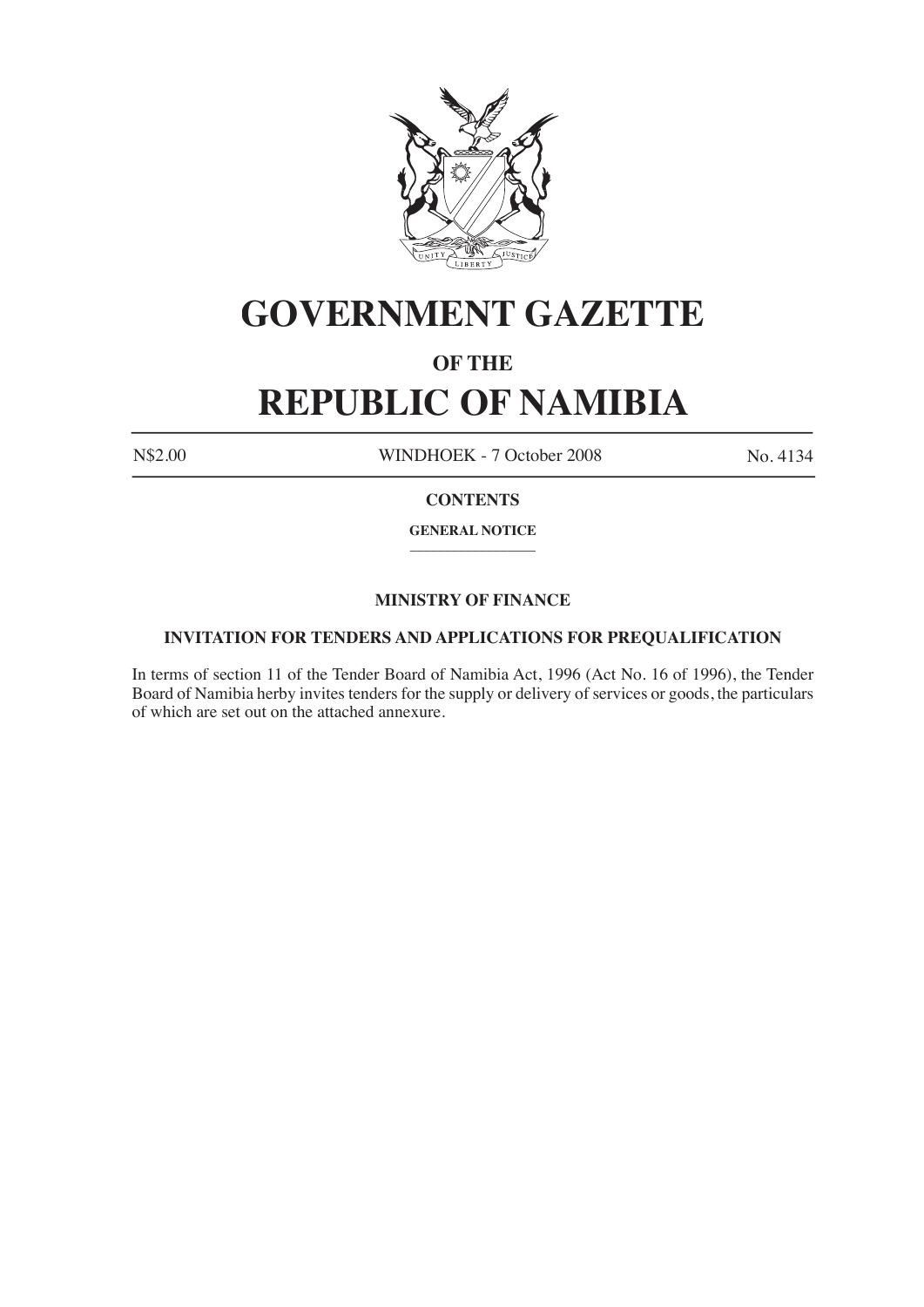# GOVERNMENT GAZETTE

## OF THE

# REPUBLIC OF NAMIBIA

N$2.00 WINDHOEK - 7 October 2008 No. 4134

**CONTENTS**

**GENERAL NOTICE**

---

**MINISTRY OF FINANCE**

**INVITATION FOR TENDERS AND APPLICATIONS FOR PREQUALIFICATION**

In terms of section 11 of the Tender Board of Namibia Act, 1996 (Act No. 16 of 1996), the Tender Board of Namibia herby invites tenders for the supply or delivery of services or goods, the particulars of which are set out on the attached annexure.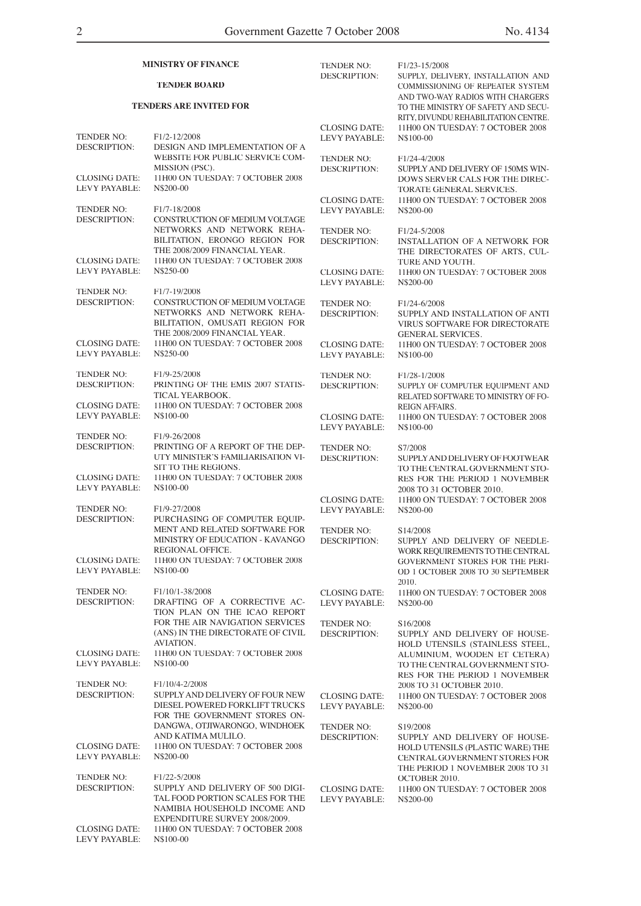## MINISTRY OF FINANCE

### TENDER BOARD

### TENDERS ARE INVITED FOR

| | |
|---|---|
| TENDER NO: | F1/2-12/2008 |
| DESCRIPTION: | DESIGN AND IMPLEMENTATION OF A WEBSITE FOR PUBLIC SERVICE COMMISSION (PSC). |
| CLOSING DATE: | 11H00 ON TUESDAY: 7 OCTOBER 2008 |
| LEVY PAYABLE: | N$200-00 |

| | |
|---|---|
| TENDER NO: | F1/7-18/2008 |
| DESCRIPTION: | CONSTRUCTION OF MEDIUM VOLTAGE NETWORKS AND NETWORK REHABILITATION, ERONGO REGION FOR THE 2008/2009 FINANCIAL YEAR. |
| CLOSING DATE: | 11H00 ON TUESDAY: 7 OCTOBER 2008 |
| LEVY PAYABLE: | N$250-00 |

| | |
|---|---|
| TENDER NO: | F1/7-19/2008 |
| DESCRIPTION: | CONSTRUCTION OF MEDIUM VOLTAGE NETWORKS AND NETWORK REHABILITATION, OMUSATI REGION FOR THE 2008/2009 FINANCIAL YEAR. |
| CLOSING DATE: | 11H00 ON TUESDAY: 7 OCTOBER 2008 |
| LEVY PAYABLE: | N$250-00 |

| | |
|---|---|
| TENDER NO: | F1/9-25/2008 |
| DESCRIPTION: | PRINTING OF THE EMIS 2007 STATISTICAL YEARBOOK. |
| CLOSING DATE: | 11H00 ON TUESDAY: 7 OCTOBER 2008 |
| LEVY PAYABLE: | N$100-00 |

| | |
|---|---|
| TENDER NO: | F1/9-26/2008 |
| DESCRIPTION: | PRINTING OF A REPORT OF THE DEPUTY MINISTER'S FAMILIARISATION VISIT TO THE REGIONS. |
| CLOSING DATE: | 11H00 ON TUESDAY: 7 OCTOBER 2008 |
| LEVY PAYABLE: | N$100-00 |

| | |
|---|---|
| TENDER NO: | F1/9-27/2008 |
| DESCRIPTION: | PURCHASING OF COMPUTER EQUIPMENT AND RELATED SOFTWARE FOR MINISTRY OF EDUCATION - KAVANGO REGIONAL OFFICE. |
| CLOSING DATE: | 11H00 ON TUESDAY: 7 OCTOBER 2008 |
| LEVY PAYABLE: | N$100-00 |

| | |
|---|---|
| TENDER NO: | F1/10/1-38/2008 |
| DESCRIPTION: | DRAFTING OF A CORRECTIVE ACTION PLAN ON THE ICAO REPORT FOR THE AIR NAVIGATION SERVICES (ANS) IN THE DIRECTORATE OF CIVIL AVIATION. |
| CLOSING DATE: | 11H00 ON TUESDAY: 7 OCTOBER 2008 |
| LEVY PAYABLE: | N$100-00 |

| | |
|---|---|
| TENDER NO: | F1/10/4-2/2008 |
| DESCRIPTION: | SUPPLY AND DELIVERY OF FOUR NEW DIESEL POWERED FORKLIFT TRUCKS FOR THE GOVERNMENT STORES ONDANGWA, OTJIWARONGO, WINDHOEK AND KATIMA MULILO. |
| CLOSING DATE: | 11H00 ON TUESDAY: 7 OCTOBER 2008 |
| LEVY PAYABLE: | N$200-00 |

| | |
|---|---|
| TENDER NO: | F1/22-5/2008 |
| DESCRIPTION: | SUPPLY AND DELIVERY OF 500 DIGITAL FOOD PORTION SCALES FOR THE NAMIBIA HOUSEHOLD INCOME AND EXPENDITURE SURVEY 2008/2009. |
| CLOSING DATE: | 11H00 ON TUESDAY: 7 OCTOBER 2008 |
| LEVY PAYABLE: | N$100-00 |

| | |
|---|---|
| TENDER NO: | F1/23-15/2008 |
| DESCRIPTION: | SUPPLY, DELIVERY, INSTALLATION AND COMMISSIONING OF REPEATER SYSTEM AND TWO-WAY RADIOS WITH CHARGERS TO THE MINISTRY OF SAFETY AND SECURITY, DIVUNDU REHABILITATION CENTRE. |
| CLOSING DATE: | 11H00 ON TUESDAY: 7 OCTOBER 2008 |
| LEVY PAYABLE: | N$100-00 |

| | |
|---|---|
| TENDER NO: | F1/24-4/2008 |
| DESCRIPTION: | SUPPLY AND DELIVERY OF 150MS WINDOWS SERVER CALS FOR THE DIRECTORATE GENERAL SERVICES. |
| CLOSING DATE: | 11H00 ON TUESDAY: 7 OCTOBER 2008 |
| LEVY PAYABLE: | N$200-00 |

| | |
|---|---|
| TENDER NO: | F1/24-5/2008 |
| DESCRIPTION: | INSTALLATION OF A NETWORK FOR THE DIRECTORATES OF ARTS, CULTURE AND YOUTH. |
| CLOSING DATE: | 11H00 ON TUESDAY: 7 OCTOBER 2008 |
| LEVY PAYABLE: | N$200-00 |

| | |
|---|---|
| TENDER NO: | F1/24-6/2008 |
| DESCRIPTION: | SUPPLY AND INSTALLATION OF ANTI VIRUS SOFTWARE FOR DIRECTORATE GENERAL SERVICES. |
| CLOSING DATE: | 11H00 ON TUESDAY: 7 OCTOBER 2008 |
| LEVY PAYABLE: | N$100-00 |

| | |
|---|---|
| TENDER NO: | F1/28-1/2008 |
| DESCRIPTION: | SUPPLY OF COMPUTER EQUIPMENT AND RELATED SOFTWARE TO MINISTRY OF FOREIGN AFFAIRS. |
| CLOSING DATE: | 11H00 ON TUESDAY: 7 OCTOBER 2008 |
| LEVY PAYABLE: | N$100-00 |

| | |
|---|---|
| TENDER NO: | S7/2008 |
| DESCRIPTION: | SUPPLY AND DELIVERY OF FOOTWEAR TO THE CENTRAL GOVERNMENT STORES FOR THE PERIOD 1 NOVEMBER 2008 TO 31 OCTOBER 2010. |
| CLOSING DATE: | 11H00 ON TUESDAY: 7 OCTOBER 2008 |
| LEVY PAYABLE: | N$200-00 |

| | |
|---|---|
| TENDER NO: | S14/2008 |
| DESCRIPTION: | SUPPLY AND DELIVERY OF NEEDLEWORK REQUIREMENTS TO THE CENTRAL GOVERNMENT STORES FOR THE PERIOD 1 OCTOBER 2008 TO 30 SEPTEMBER 2010. |
| CLOSING DATE: | 11H00 ON TUESDAY: 7 OCTOBER 2008 |
| LEVY PAYABLE: | N$200-00 |

| | |
|---|---|
| TENDER NO: | S16/2008 |
| DESCRIPTION: | SUPPLY AND DELIVERY OF HOUSEHOLD UTENSILS (STAINLESS STEEL, ALUMINIUM, WOODEN ET CETERA) TO THE CENTRAL GOVERNMENT STORES FOR THE PERIOD 1 NOVEMBER 2008 TO 31 OCTOBER 2010. |
| CLOSING DATE: | 11H00 ON TUESDAY: 7 OCTOBER 2008 |
| LEVY PAYABLE: | N$200-00 |

| | |
|---|---|
| TENDER NO: | S19/2008 |
| DESCRIPTION: | SUPPLY AND DELIVERY OF HOUSEHOLD UTENSILS (PLASTIC WARE) THE CENTRAL GOVERNMENT STORES FOR THE PERIOD 1 NOVEMBER 2008 TO 31 OCTOBER 2010. |
| CLOSING DATE: | 11H00 ON TUESDAY: 7 OCTOBER 2008 |
| LEVY PAYABLE: | N$200-00 |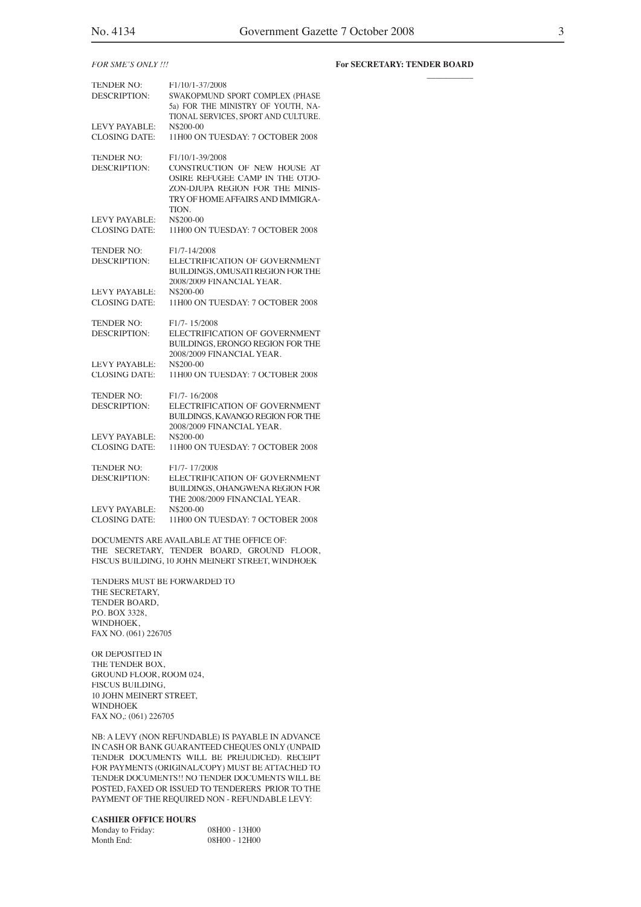*FOR SME'S ONLY !!!*

| | |
|---|---|
| TENDER NO: | F1/10/1-37/2008 |
| DESCRIPTION: | SWAKOPMUND SPORT COMPLEX (PHASE 5a) FOR THE MINISTRY OF YOUTH, NATIONAL SERVICES, SPORT AND CULTURE. |
| LEVY PAYABLE: | N$200-00 |
| CLOSING DATE: | 11H00 ON TUESDAY: 7 OCTOBER 2008 |

| | |
|---|---|
| TENDER NO: | F1/10/1-39/2008 |
| DESCRIPTION: | CONSTRUCTION OF NEW HOUSE AT OSIRE REFUGEE CAMP IN THE OTJOZON-DJUPA REGION FOR THE MINISTRY OF HOME AFFAIRS AND IMMIGRATION. |
| LEVY PAYABLE: | N$200-00 |
| CLOSING DATE: | 11H00 ON TUESDAY: 7 OCTOBER 2008 |

| | |
|---|---|
| TENDER NO: | F1/7-14/2008 |
| DESCRIPTION: | ELECTRIFICATION OF GOVERNMENT BUILDINGS, OMUSATI REGION FOR THE 2008/2009 FINANCIAL YEAR. |
| LEVY PAYABLE: | N$200-00 |
| CLOSING DATE: | 11H00 ON TUESDAY: 7 OCTOBER 2008 |

| | |
|---|---|
| TENDER NO: | F1/7- 15/2008 |
| DESCRIPTION: | ELECTRIFICATION OF GOVERNMENT BUILDINGS, ERONGO REGION FOR THE 2008/2009 FINANCIAL YEAR. |
| LEVY PAYABLE: | N$200-00 |
| CLOSING DATE: | 11H00 ON TUESDAY: 7 OCTOBER 2008 |

| | |
|---|---|
| TENDER NO: | F1/7- 16/2008 |
| DESCRIPTION: | ELECTRIFICATION OF GOVERNMENT BUILDINGS, KAVANGO REGION FOR THE 2008/2009 FINANCIAL YEAR. |
| LEVY PAYABLE: | N$200-00 |
| CLOSING DATE: | 11H00 ON TUESDAY: 7 OCTOBER 2008 |

| | |
|---|---|
| TENDER NO: | F1/7- 17/2008 |
| DESCRIPTION: | ELECTRIFICATION OF GOVERNMENT BUILDINGS, OHANGWENA REGION FOR THE 2008/2009 FINANCIAL YEAR. |
| LEVY PAYABLE: | N$200-00 |
| CLOSING DATE: | 11H00 ON TUESDAY: 7 OCTOBER 2008 |

DOCUMENTS ARE AVAILABLE AT THE OFFICE OF:
THE SECRETARY, TENDER BOARD, GROUND FLOOR, FISCUS BUILDING, 10 JOHN MEINERT STREET, WINDHOEK

TENDERS MUST BE FORWARDED TO
THE SECRETARY,
TENDER BOARD,
P.O. BOX 3328,
WINDHOEK,
FAX NO. (061) 226705

OR DEPOSITED IN
THE TENDER BOX,
GROUND FLOOR, ROOM 024,
FISCUS BUILDING,
10 JOHN MEINERT STREET,
WINDHOEK
FAX NO,: (061) 226705

NB: A LEVY (NON REFUNDABLE) IS PAYABLE IN ADVANCE IN CASH OR BANK GUARANTEED CHEQUES ONLY (UNPAID TENDER DOCUMENTS WILL BE PREJUDICED). RECEIPT FOR PAYMENTS (ORIGINAL/COPY) MUST BE ATTACHED TO TENDER DOCUMENTS!! NO TENDER DOCUMENTS WILL BE POSTED, FAXED OR ISSUED TO TENDERERS PRIOR TO THE PAYMENT OF THE REQUIRED NON - REFUNDABLE LEVY:

**CASHIER OFFICE HOURS**

| | |
|---|---|
| Monday to Friday: | 08H00 - 13H00 |
| Month End: | 08H00 - 12H00 |

**For SECRETARY: TENDER BOARD**

________________